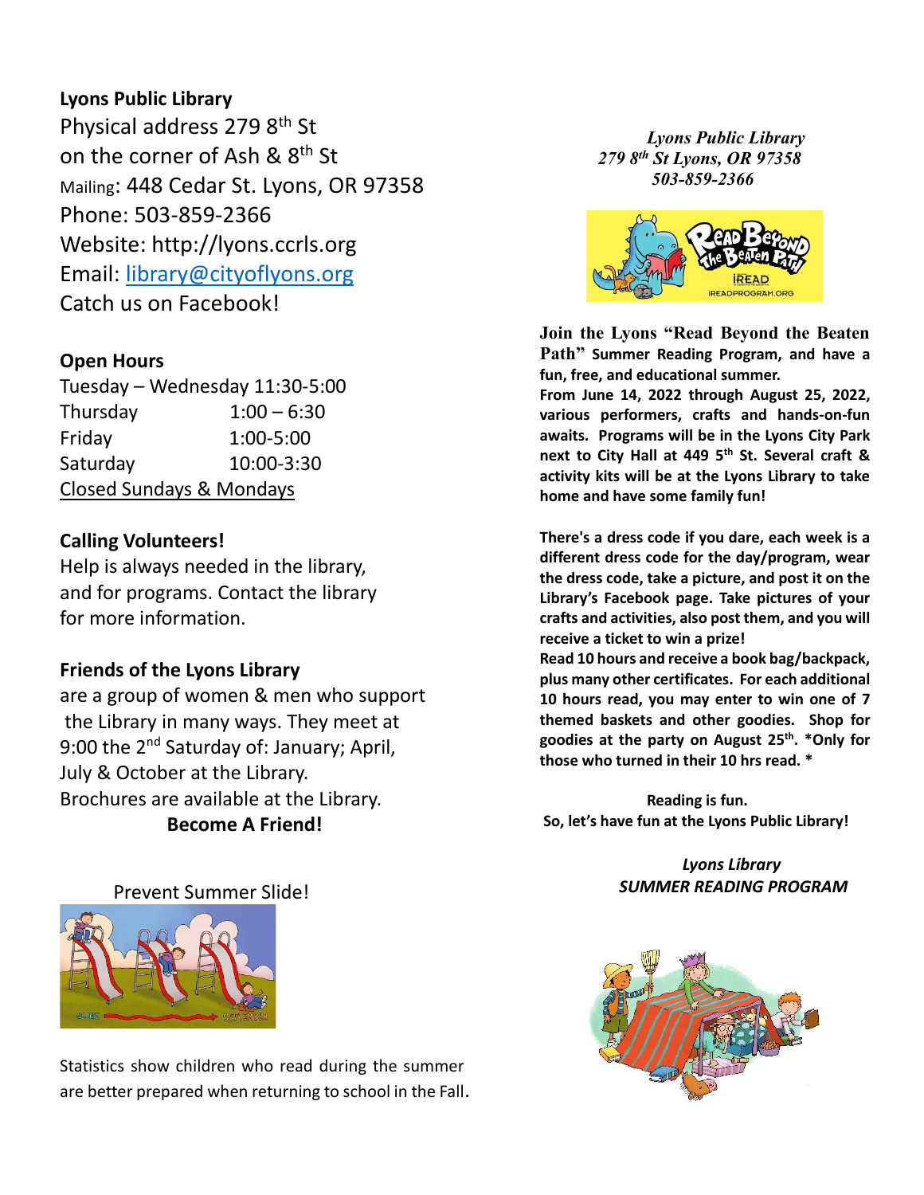## Lyons Public Library

Physical address 279 8th St
on the corner of Ash & 8th St
Mailing: 448 Cedar St. Lyons, OR 97358
Phone: 503-859-2366
Website: http://lyons.ccrls.org
Email: library@cityoflyons.org
Catch us on Facebook!

### Open Hours

| | |
|---|---|
| Tuesday – Wednesday | 11:30-5:00 |
| Thursday | 1:00 – 6:30 |
| Friday | 1:00-5:00 |
| Saturday | 10:00-3:30 |

Closed Sundays & Mondays

### Calling Volunteers!

Help is always needed in the library, and for programs. Contact the library for more information.

### Friends of the Lyons Library

are a group of women & men who support the Library in many ways. They meet at 9:00 the 2nd Saturday of: January; April, July & October at the Library.
Brochures are available at the Library.

**Become A Friend!**

Prevent Summer Slide!

Statistics show children who read during the summer are better prepared when returning to school in the Fall.

*Lyons Public Library*
*279 8th St Lyons, OR 97358*
*503-859-2366*

**Join the Lyons "Read Beyond the Beaten Path" Summer Reading Program, and have a fun, free, and educational summer.**
**From June 14, 2022 through August 25, 2022, various performers, crafts and hands-on-fun awaits. Programs will be in the Lyons City Park next to City Hall at 449 5th St. Several craft & activity kits will be at the Lyons Library to take home and have some family fun!**

**There's a dress code if you dare, each week is a different dress code for the day/program, wear the dress code, take a picture, and post it on the Library's Facebook page. Take pictures of your crafts and activities, also post them, and you will receive a ticket to win a prize!**
**Read 10 hours and receive a book bag/backpack, plus many other certificates. For each additional 10 hours read, you may enter to win one of 7 themed baskets and other goodies. Shop for goodies at the party on August 25th. *Only for those who turned in their 10 hrs read. ***

**Reading is fun.**
**So, let's have fun at the Lyons Public Library!**

***Lyons Library***
***SUMMER READING PROGRAM***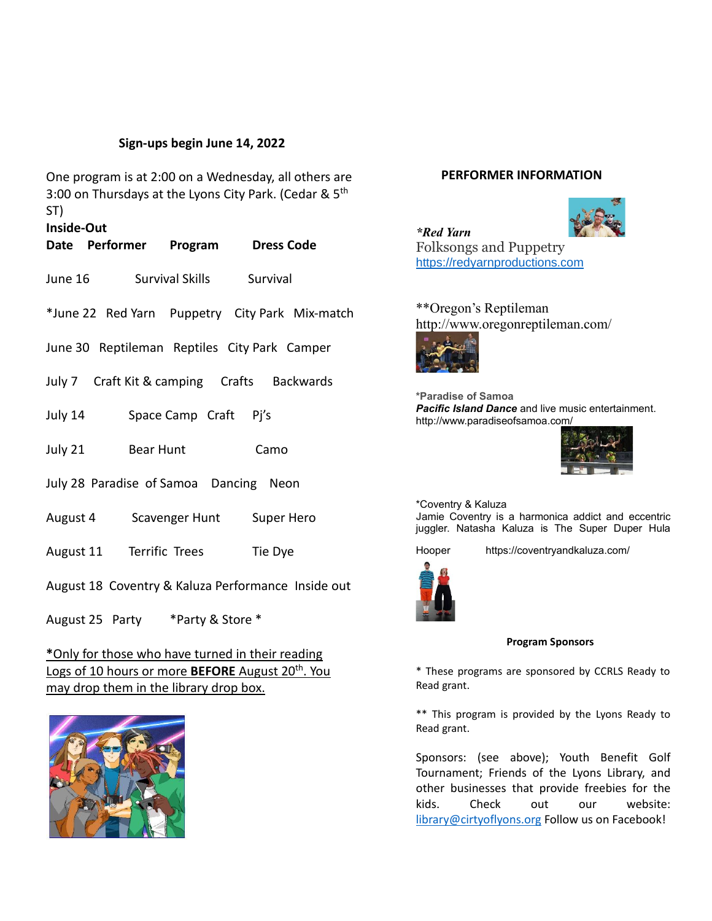**Sign-ups begin June 14, 2022**

One program is at 2:00 on a Wednesday, all others are 3:00 on Thursdays at the Lyons City Park. (Cedar & 5th ST)

**Inside-Out**

**Date Performer Program Dress Code**

June 16 Survival Skills Survival

*June 22 Red Yarn Puppetry City Park Mix-match

June 30 Reptileman Reptiles City Park Camper

July 7 Craft Kit & camping Crafts Backwards

July 14 Space Camp Craft Pj's

July 21 Bear Hunt Camo

July 28 Paradise of Samoa Dancing Neon

August 4 Scavenger Hunt Super Hero

August 11 Terrific Trees Tie Dye

August 18 Coventry & Kaluza Performance Inside out

August 25 Party *Party & Store *

***Only for those who have turned in their reading Logs of 10 hours or more BEFORE August 20th. You may drop them in the library drop box.**

**PERFORMER INFORMATION**

***Red Yarn***
Folksongs and Puppetry
https://redyarnproductions.com

**Oregon's Reptileman
http://www.oregonreptileman.com/

***Paradise of Samoa**
***Pacific Island Dance*** and live music entertainment.
http://www.paradiseofsamoa.com/

*Coventry & Kaluza
Jamie Coventry is a harmonica addict and eccentric juggler. Natasha Kaluza is The Super Duper Hula Hooper https://coventryandkaluza.com/

**Program Sponsors**

* These programs are sponsored by CCRLS Ready to Read grant.

** This program is provided by the Lyons Ready to Read grant.

Sponsors: (see above); Youth Benefit Golf Tournament; Friends of the Lyons Library, and other businesses that provide freebies for the kids. Check out our website: library@cirtyoflyons.org Follow us on Facebook!